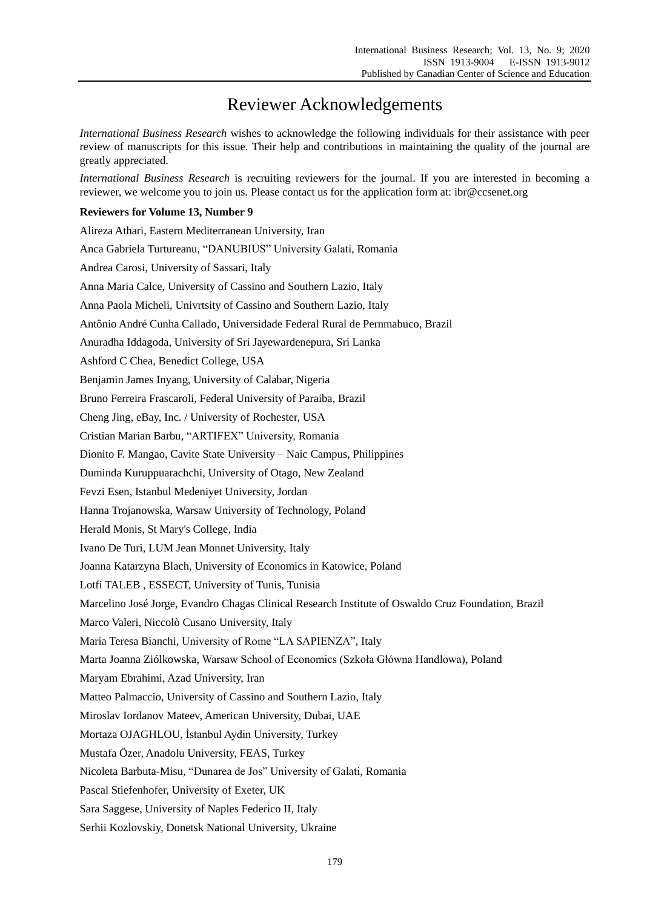# Reviewer Acknowledgements

*International Business Research* wishes to acknowledge the following individuals for their assistance with peer review of manuscripts for this issue. Their help and contributions in maintaining the quality of the journal are greatly appreciated.

*International Business Research* is recruiting reviewers for the journal. If you are interested in becoming a reviewer, we welcome you to join us. Please contact us for the application form at: ibr@ccsenet.org

**Reviewers for Volume 13, Number 9**

Alireza Athari, Eastern Mediterranean University, Iran

Anca Gabriela Turtureanu, "DANUBIUS" University Galati, Romania

Andrea Carosi, University of Sassari, Italy

Anna Maria Calce, University of Cassino and Southern Lazio, Italy

Anna Paola Micheli, Univrtsity of Cassino and Southern Lazio, Italy

Antônio André Cunha Callado, Universidade Federal Rural de Pernmabuco, Brazil

Anuradha Iddagoda, University of Sri Jayewardenepura, Sri Lanka

Ashford C Chea, Benedict College, USA

Benjamin James Inyang, University of Calabar, Nigeria

Bruno Ferreira Frascaroli, Federal University of Paraiba, Brazil

Cheng Jing, eBay, Inc. / University of Rochester, USA

Cristian Marian Barbu, "ARTIFEX" University, Romania

Dionito F. Mangao, Cavite State University – Naic Campus, Philippines

Duminda Kuruppuarachchi, University of Otago, New Zealand

Fevzi Esen, Istanbul Medeniyet University, Jordan

Hanna Trojanowska, Warsaw University of Technology, Poland

Herald Monis, St Mary's College, India

Ivano De Turi, LUM Jean Monnet University, Italy

Joanna Katarzyna Blach, University of Economics in Katowice, Poland

Lotfi TALEB , ESSECT, University of Tunis, Tunisia

Marcelino José Jorge, Evandro Chagas Clinical Research Institute of Oswaldo Cruz Foundation, Brazil

Marco Valeri, Niccolò Cusano University, Italy

Maria Teresa Bianchi, University of Rome "LA SAPIENZA", Italy

Marta Joanna Ziólkowska, Warsaw School of Economics (Szkoła Główna Handlowa), Poland

Maryam Ebrahimi, Azad University, Iran

Matteo Palmaccio, University of Cassino and Southern Lazio, Italy

Miroslav Iordanov Mateev, American University, Dubai, UAE

Mortaza OJAGHLOU, İstanbul Aydin University, Turkey

Mustafa Özer, Anadolu University, FEAS, Turkey

Nicoleta Barbuta-Misu, "Dunarea de Jos" University of Galati, Romania

Pascal Stiefenhofer, University of Exeter, UK

Sara Saggese, University of Naples Federico II, Italy

Serhii Kozlovskiy, Donetsk National University, Ukraine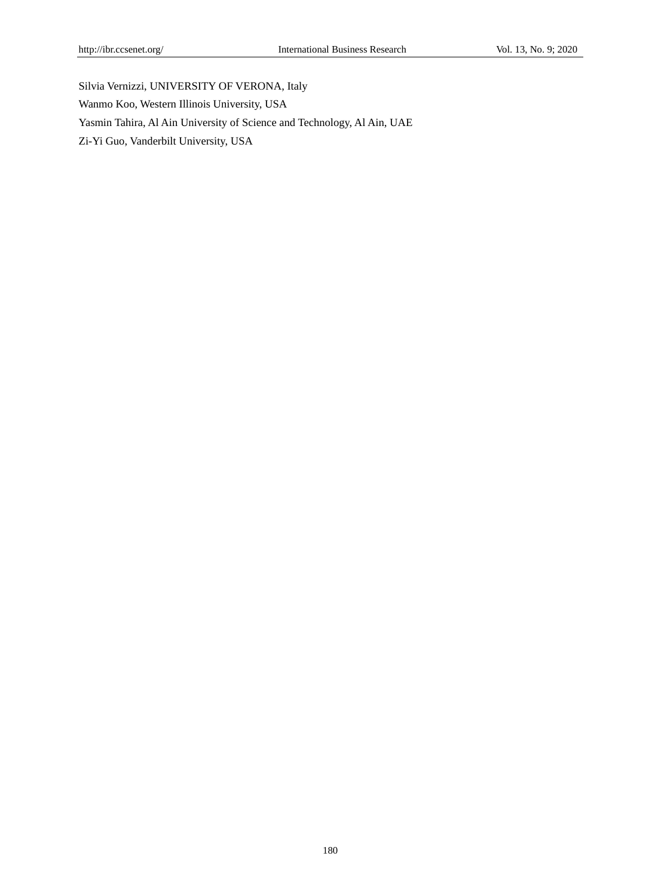Silvia Vernizzi, UNIVERSITY OF VERONA, Italy

Wanmo Koo, Western Illinois University, USA

Yasmin Tahira, Al Ain University of Science and Technology, Al Ain, UAE

Zi-Yi Guo, Vanderbilt University, USA